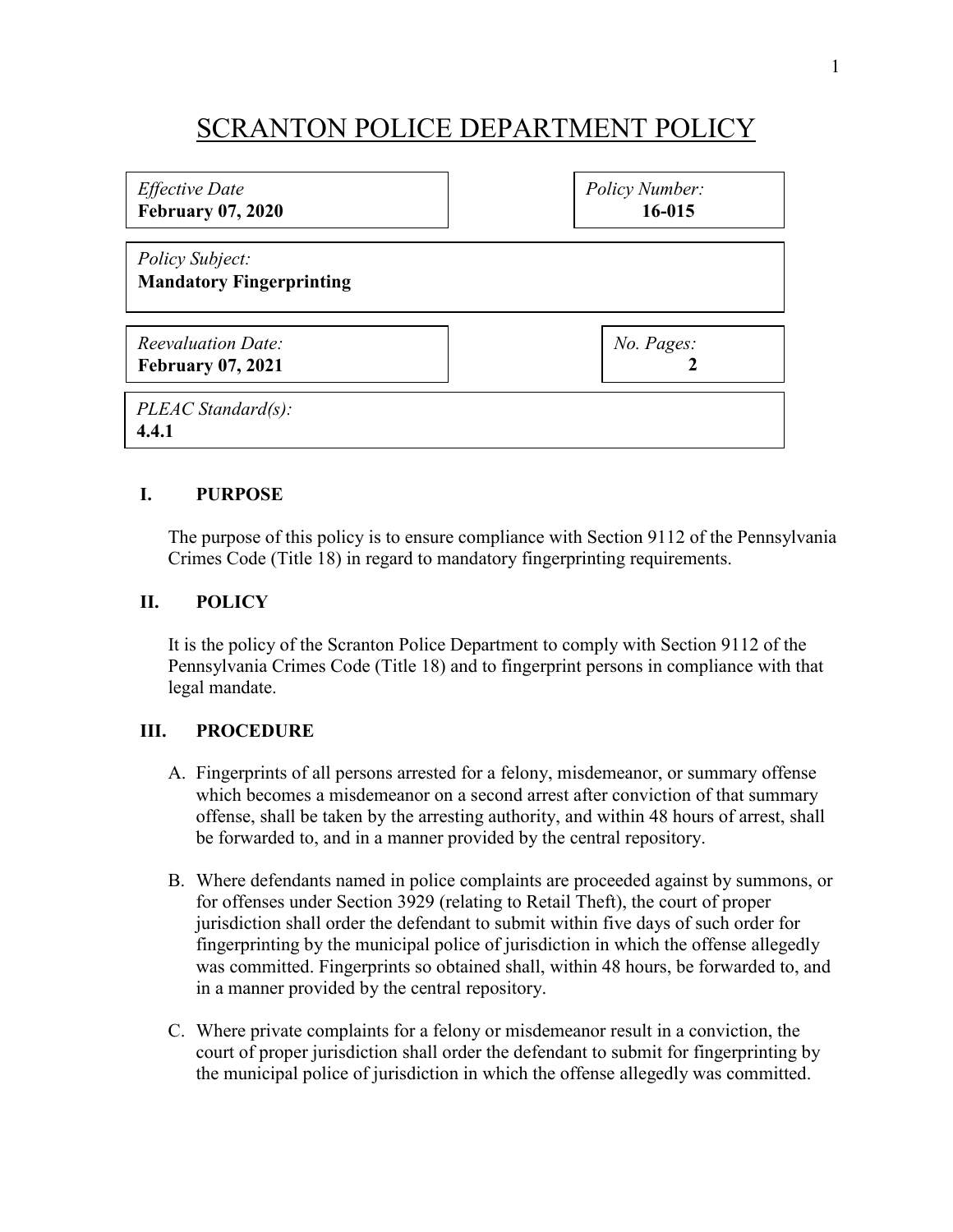# SCRANTON POLICE DEPARTMENT POLICY

| | |
|---|---|
| *Effective Date*<br>**February 07, 2020** | *Policy Number:*<br>**16-015** |
| *Policy Subject:*<br>**Mandatory Fingerprinting** | |
| *Reevaluation Date:*<br>**February 07, 2021** | *No. Pages:*<br>**2** |
| *PLEAC Standard(s):*<br>**4.4.1** | |

## I. PURPOSE

The purpose of this policy is to ensure compliance with Section 9112 of the Pennsylvania Crimes Code (Title 18) in regard to mandatory fingerprinting requirements.

## II. POLICY

It is the policy of the Scranton Police Department to comply with Section 9112 of the Pennsylvania Crimes Code (Title 18) and to fingerprint persons in compliance with that legal mandate.

## III. PROCEDURE

A. Fingerprints of all persons arrested for a felony, misdemeanor, or summary offense which becomes a misdemeanor on a second arrest after conviction of that summary offense, shall be taken by the arresting authority, and within 48 hours of arrest, shall be forwarded to, and in a manner provided by the central repository.

B. Where defendants named in police complaints are proceeded against by summons, or for offenses under Section 3929 (relating to Retail Theft), the court of proper jurisdiction shall order the defendant to submit within five days of such order for fingerprinting by the municipal police of jurisdiction in which the offense allegedly was committed. Fingerprints so obtained shall, within 48 hours, be forwarded to, and in a manner provided by the central repository.

C. Where private complaints for a felony or misdemeanor result in a conviction, the court of proper jurisdiction shall order the defendant to submit for fingerprinting by the municipal police of jurisdiction in which the offense allegedly was committed.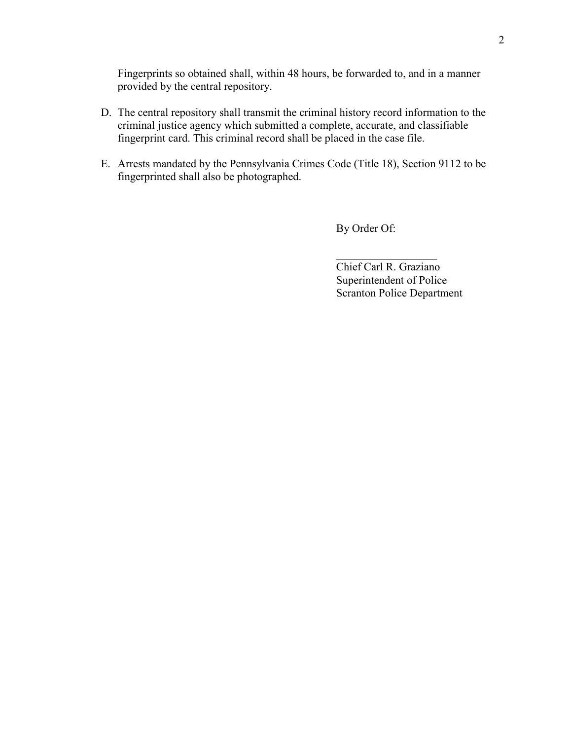Fingerprints so obtained shall, within 48 hours, be forwarded to, and in a manner provided by the central repository.

D. The central repository shall transmit the criminal history record information to the criminal justice agency which submitted a complete, accurate, and classifiable fingerprint card. This criminal record shall be placed in the case file.

E. Arrests mandated by the Pennsylvania Crimes Code (Title 18), Section 9112 to be fingerprinted shall also be photographed.

By Order Of:

\_\_\_\_\_\_\_\_\_\_\_\_\_\_\_\_\_\_\_\_

Chief Carl R. Graziano
Superintendent of Police
Scranton Police Department